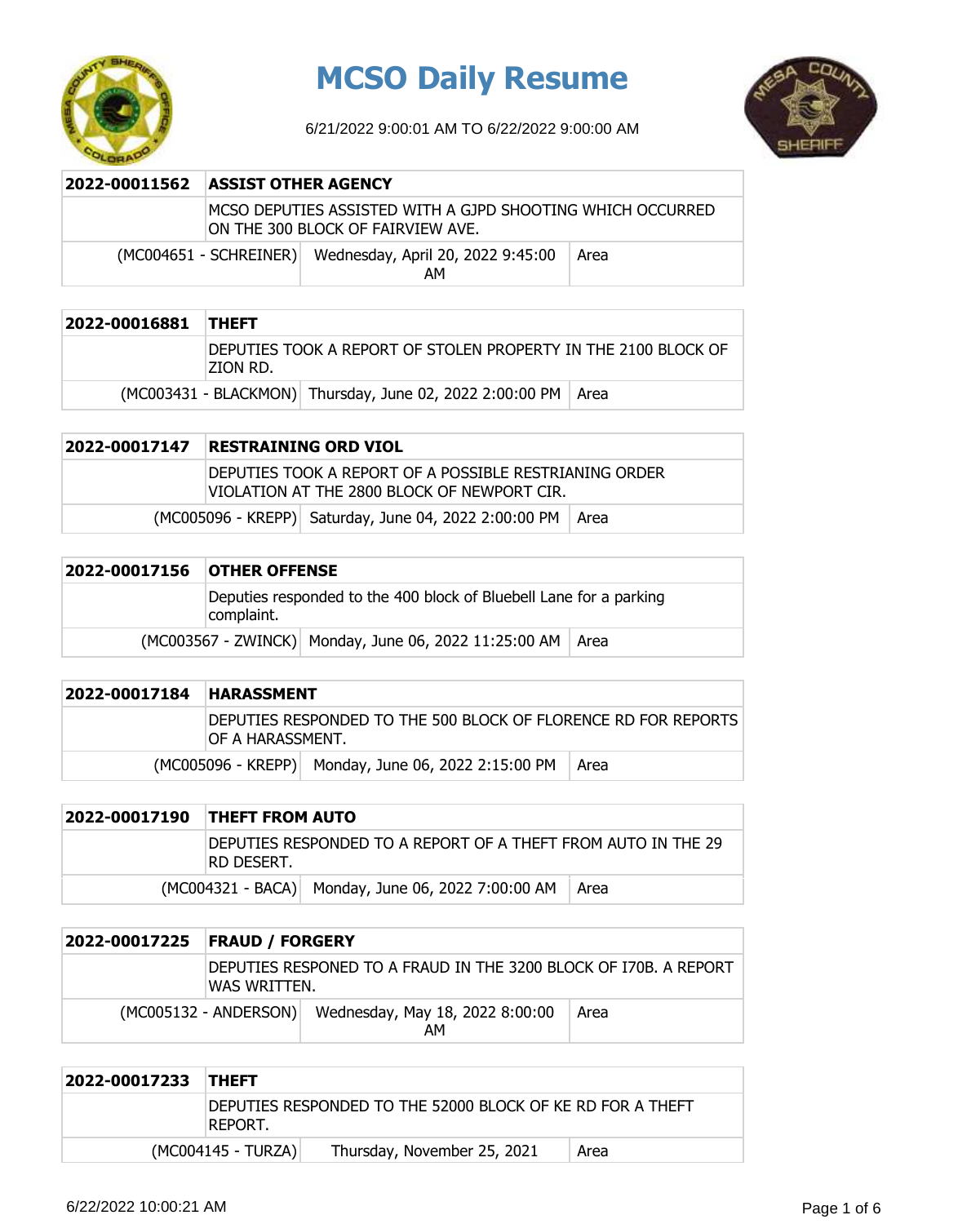# MCSO Daily Resume

6/21/2022 9:00:01 AM TO 6/22/2022 9:00:00 AM

| 2022-00011562 | ASSIST OTHER AGENCY | |
|---|---|---|
| | MCSO DEPUTIES ASSISTED WITH A GJPD SHOOTING WHICH OCCURRED ON THE 300 BLOCK OF FAIRVIEW AVE. | |
| (MC004651 - SCHREINER) | Wednesday, April 20, 2022 9:45:00 AM | Area |

| 2022-00016881 | THEFT | |
|---|---|---|
| | DEPUTIES TOOK A REPORT OF STOLEN PROPERTY IN THE 2100 BLOCK OF ZION RD. | |
| (MC003431 - BLACKMON) | Thursday, June 02, 2022 2:00:00 PM | Area |

| 2022-00017147 | RESTRAINING ORD VIOL | |
|---|---|---|
| | DEPUTIES TOOK A REPORT OF A POSSIBLE RESTRIANING ORDER VIOLATION AT THE 2800 BLOCK OF NEWPORT CIR. | |
| (MC005096 - KREPP) | Saturday, June 04, 2022 2:00:00 PM | Area |

| 2022-00017156 | OTHER OFFENSE | |
|---|---|---|
| | Deputies responded to the 400 block of Bluebell Lane for a parking complaint. | |
| (MC003567 - ZWINCK) | Monday, June 06, 2022 11:25:00 AM | Area |

| 2022-00017184 | HARASSMENT | |
|---|---|---|
| | DEPUTIES RESPONDED TO THE 500 BLOCK OF FLORENCE RD FOR REPORTS OF A HARASSMENT. | |
| (MC005096 - KREPP) | Monday, June 06, 2022 2:15:00 PM | Area |

| 2022-00017190 | THEFT FROM AUTO | |
|---|---|---|
| | DEPUTIES RESPONDED TO A REPORT OF A THEFT FROM AUTO IN THE 29 RD DESERT. | |
| (MC004321 - BACA) | Monday, June 06, 2022 7:00:00 AM | Area |

| 2022-00017225 | FRAUD / FORGERY | |
|---|---|---|
| | DEPUTIES RESPONED TO A FRAUD IN THE 3200 BLOCK OF I70B. A REPORT WAS WRITTEN. | |
| (MC005132 - ANDERSON) | Wednesday, May 18, 2022 8:00:00 AM | Area |

| 2022-00017233 | THEFT | |
|---|---|---|
| | DEPUTIES RESPONDED TO THE 52000 BLOCK OF KE RD FOR A THEFT REPORT. | |
| (MC004145 - TURZA) | Thursday, November 25, 2021 | Area |

6/22/2022 10:00:21 AM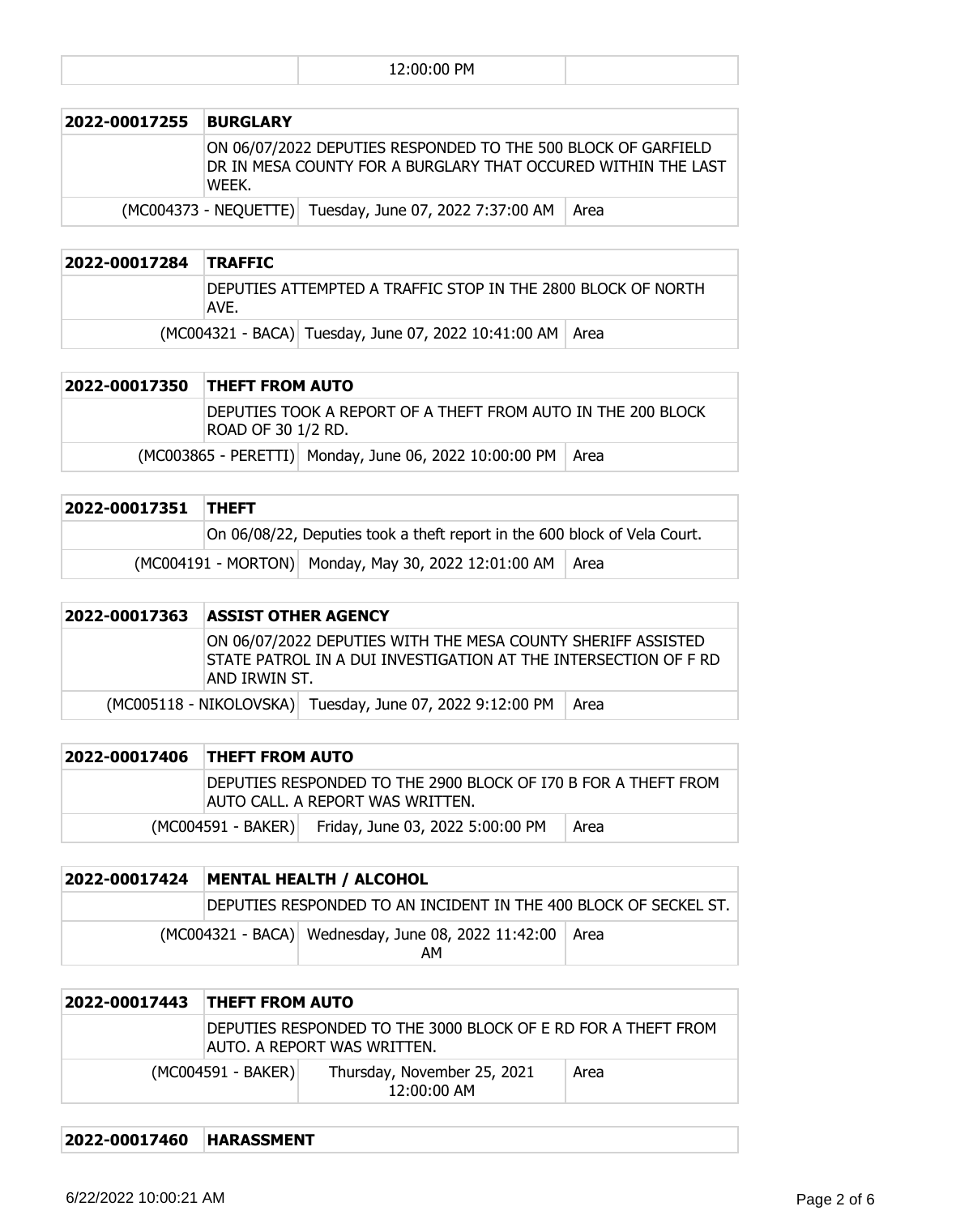| | 12:00:00 PM | |
|---|---|---|

| 2022-00017255 | BURGLARY | |
|---|---|---|
| | ON 06/07/2022 DEPUTIES RESPONDED TO THE 500 BLOCK OF GARFIELD DR IN MESA COUNTY FOR A BURGLARY THAT OCCURED WITHIN THE LAST WEEK. | |
| (MC004373 - NEQUETTE) | Tuesday, June 07, 2022 7:37:00 AM | Area |

| 2022-00017284 | TRAFFIC | |
|---|---|---|
| | DEPUTIES ATTEMPTED A TRAFFIC STOP IN THE 2800 BLOCK OF NORTH AVE. | |
| (MC004321 - BACA) | Tuesday, June 07, 2022 10:41:00 AM | Area |

| 2022-00017350 | THEFT FROM AUTO | |
|---|---|---|
| | DEPUTIES TOOK A REPORT OF A THEFT FROM AUTO IN THE 200 BLOCK ROAD OF 30 1/2 RD. | |
| (MC003865 - PERETTI) | Monday, June 06, 2022 10:00:00 PM | Area |

| 2022-00017351 | THEFT | |
|---|---|---|
| | On 06/08/22, Deputies took a theft report in the 600 block of Vela Court. | |
| (MC004191 - MORTON) | Monday, May 30, 2022 12:01:00 AM | Area |

| 2022-00017363 | ASSIST OTHER AGENCY | |
|---|---|---|
| | ON 06/07/2022 DEPUTIES WITH THE MESA COUNTY SHERIFF ASSISTED STATE PATROL IN A DUI INVESTIGATION AT THE INTERSECTION OF F RD AND IRWIN ST. | |
| (MC005118 - NIKOLOVSKA) | Tuesday, June 07, 2022 9:12:00 PM | Area |

| 2022-00017406 | THEFT FROM AUTO | |
|---|---|---|
| | DEPUTIES RESPONDED TO THE 2900 BLOCK OF I70 B FOR A THEFT FROM AUTO CALL. A REPORT WAS WRITTEN. | |
| (MC004591 - BAKER) | Friday, June 03, 2022 5:00:00 PM | Area |

| 2022-00017424 | MENTAL HEALTH / ALCOHOL | |
|---|---|---|
| | DEPUTIES RESPONDED TO AN INCIDENT IN THE 400 BLOCK OF SECKEL ST. | |
| (MC004321 - BACA) | Wednesday, June 08, 2022 11:42:00 AM | Area |

| 2022-00017443 | THEFT FROM AUTO | |
|---|---|---|
| | DEPUTIES RESPONDED TO THE 3000 BLOCK OF E RD FOR A THEFT FROM AUTO. A REPORT WAS WRITTEN. | |
| (MC004591 - BAKER) | Thursday, November 25, 2021 12:00:00 AM | Area |

| 2022-00017460 | HARASSMENT | |
|---|---|---|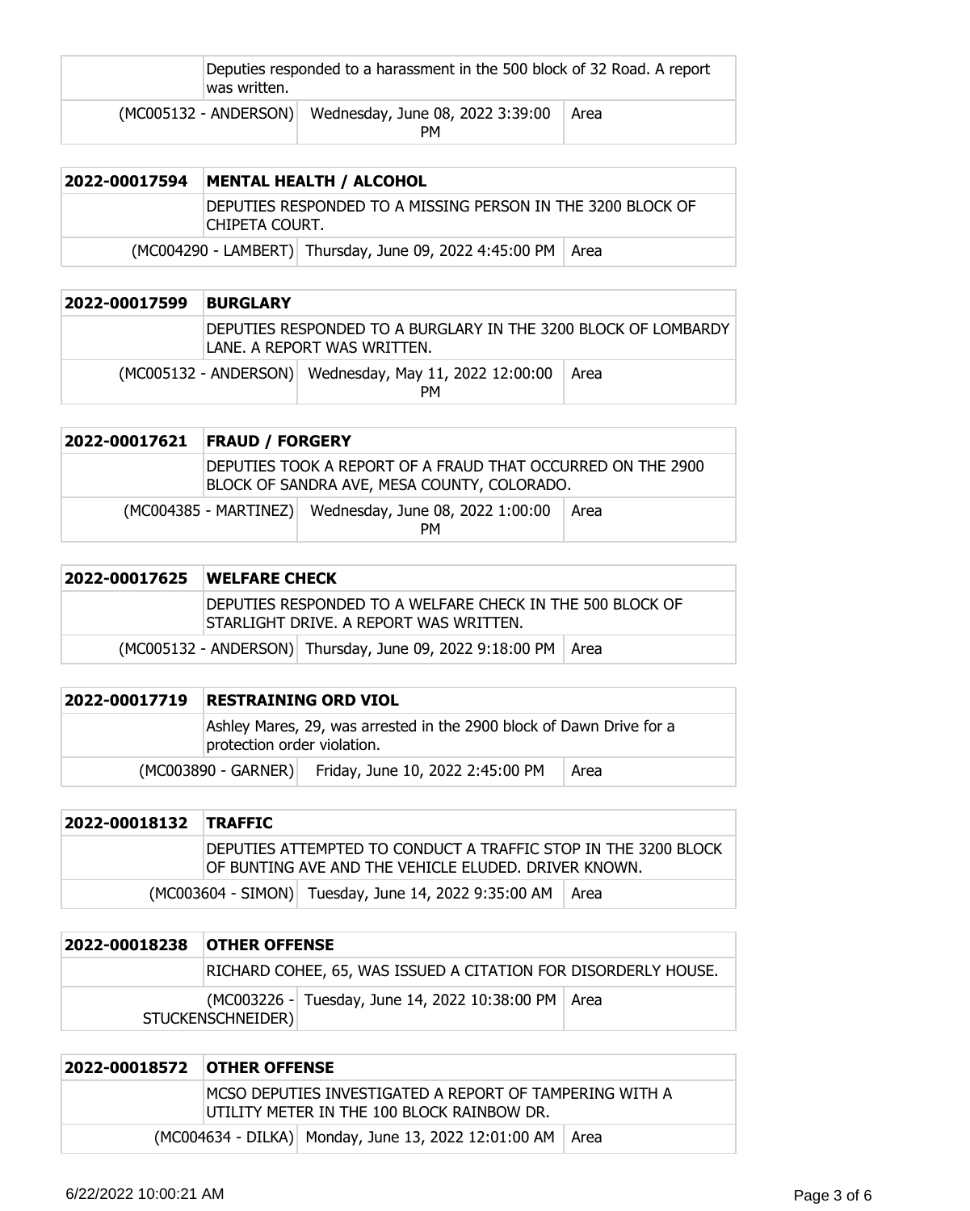| | Deputies responded to a harassment in the 500 block of 32 Road. A report was written. | |
|---|---|---|
| (MC005132 - ANDERSON) | Wednesday, June 08, 2022 3:39:00 PM | Area |

| 2022-00017594 | MENTAL HEALTH / ALCOHOL | |
|---|---|---|
| | DEPUTIES RESPONDED TO A MISSING PERSON IN THE 3200 BLOCK OF CHIPETA COURT. | |
| (MC004290 - LAMBERT) | Thursday, June 09, 2022 4:45:00 PM | Area |

| 2022-00017599 | BURGLARY | |
|---|---|---|
| | DEPUTIES RESPONDED TO A BURGLARY IN THE 3200 BLOCK OF LOMBARDY LANE. A REPORT WAS WRITTEN. | |
| (MC005132 - ANDERSON) | Wednesday, May 11, 2022 12:00:00 PM | Area |

| 2022-00017621 | FRAUD / FORGERY | |
|---|---|---|
| | DEPUTIES TOOK A REPORT OF A FRAUD THAT OCCURRED ON THE 2900 BLOCK OF SANDRA AVE, MESA COUNTY, COLORADO. | |
| (MC004385 - MARTINEZ) | Wednesday, June 08, 2022 1:00:00 PM | Area |

| 2022-00017625 | WELFARE CHECK | |
|---|---|---|
| | DEPUTIES RESPONDED TO A WELFARE CHECK IN THE 500 BLOCK OF STARLIGHT DRIVE. A REPORT WAS WRITTEN. | |
| (MC005132 - ANDERSON) | Thursday, June 09, 2022 9:18:00 PM | Area |

| 2022-00017719 | RESTRAINING ORD VIOL | |
|---|---|---|
| | Ashley Mares, 29, was arrested in the 2900 block of Dawn Drive for a protection order violation. | |
| (MC003890 - GARNER) | Friday, June 10, 2022 2:45:00 PM | Area |

| 2022-00018132 | TRAFFIC | |
|---|---|---|
| | DEPUTIES ATTEMPTED TO CONDUCT A TRAFFIC STOP IN THE 3200 BLOCK OF BUNTING AVE AND THE VEHICLE ELUDED. DRIVER KNOWN. | |
| (MC003604 - SIMON) | Tuesday, June 14, 2022 9:35:00 AM | Area |

| 2022-00018238 | OTHER OFFENSE | |
|---|---|---|
| | RICHARD COHEE, 65, WAS ISSUED A CITATION FOR DISORDERLY HOUSE. | |
| (MC003226 - STUCKENSCHNEIDER) | Tuesday, June 14, 2022 10:38:00 PM | Area |

| 2022-00018572 | OTHER OFFENSE | |
|---|---|---|
| | MCSO DEPUTIES INVESTIGATED A REPORT OF TAMPERING WITH A UTILITY METER IN THE 100 BLOCK RAINBOW DR. | |
| (MC004634 - DILKA) | Monday, June 13, 2022 12:01:00 AM | Area |

6/22/2022 10:00:21 AM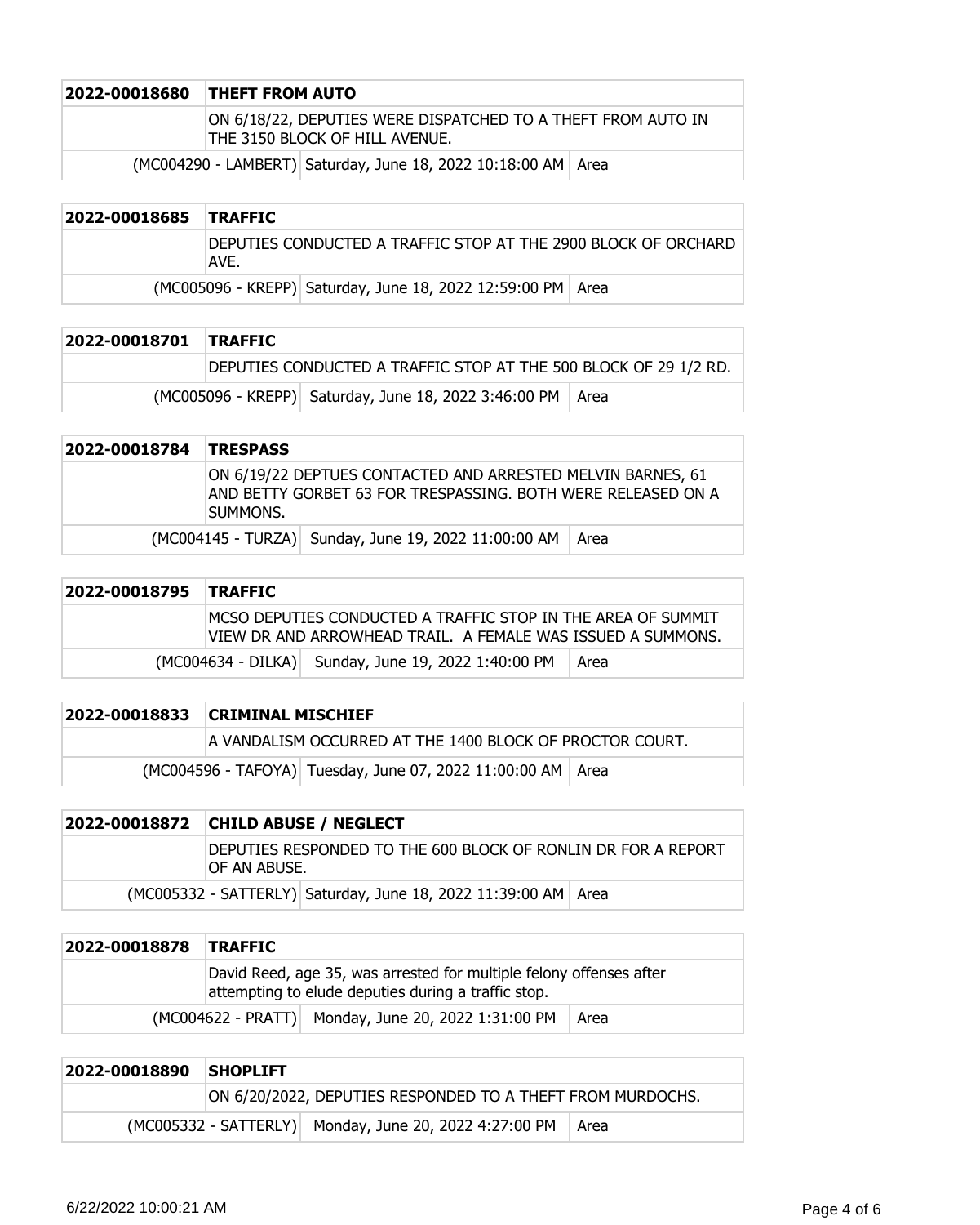| 2022-00018680 | THEFT FROM AUTO | |
|---|---|---|
| | ON 6/18/22, DEPUTIES WERE DISPATCHED TO A THEFT FROM AUTO IN THE 3150 BLOCK OF HILL AVENUE. | |
| (MC004290 - LAMBERT) | Saturday, June 18, 2022 10:18:00 AM | Area |

| 2022-00018685 | TRAFFIC | |
|---|---|---|
| | DEPUTIES CONDUCTED A TRAFFIC STOP AT THE 2900 BLOCK OF ORCHARD AVE. | |
| (MC005096 - KREPP) | Saturday, June 18, 2022 12:59:00 PM | Area |

| 2022-00018701 | TRAFFIC | |
|---|---|---|
| | DEPUTIES CONDUCTED A TRAFFIC STOP AT THE 500 BLOCK OF 29 1/2 RD. | |
| (MC005096 - KREPP) | Saturday, June 18, 2022 3:46:00 PM | Area |

| 2022-00018784 | TRESPASS | |
|---|---|---|
| | ON 6/19/22 DEPTUES CONTACTED AND ARRESTED MELVIN BARNES, 61 AND BETTY GORBET 63 FOR TRESPASSING. BOTH WERE RELEASED ON A SUMMONS. | |
| (MC004145 - TURZA) | Sunday, June 19, 2022 11:00:00 AM | Area |

| 2022-00018795 | TRAFFIC | |
|---|---|---|
| | MCSO DEPUTIES CONDUCTED A TRAFFIC STOP IN THE AREA OF SUMMIT VIEW DR AND ARROWHEAD TRAIL. A FEMALE WAS ISSUED A SUMMONS. | |
| (MC004634 - DILKA) | Sunday, June 19, 2022 1:40:00 PM | Area |

| 2022-00018833 | CRIMINAL MISCHIEF | |
|---|---|---|
| | A VANDALISM OCCURRED AT THE 1400 BLOCK OF PROCTOR COURT. | |
| (MC004596 - TAFOYA) | Tuesday, June 07, 2022 11:00:00 AM | Area |

| 2022-00018872 | CHILD ABUSE / NEGLECT | |
|---|---|---|
| | DEPUTIES RESPONDED TO THE 600 BLOCK OF RONLIN DR FOR A REPORT OF AN ABUSE. | |
| (MC005332 - SATTERLY) | Saturday, June 18, 2022 11:39:00 AM | Area |

| 2022-00018878 | TRAFFIC | |
|---|---|---|
| | David Reed, age 35, was arrested for multiple felony offenses after attempting to elude deputies during a traffic stop. | |
| (MC004622 - PRATT) | Monday, June 20, 2022 1:31:00 PM | Area |

| 2022-00018890 | SHOPLIFT | |
|---|---|---|
| | ON 6/20/2022, DEPUTIES RESPONDED TO A THEFT FROM MURDOCHS. | |
| (MC005332 - SATTERLY) | Monday, June 20, 2022 4:27:00 PM | Area |

6/22/2022 10:00:21 AM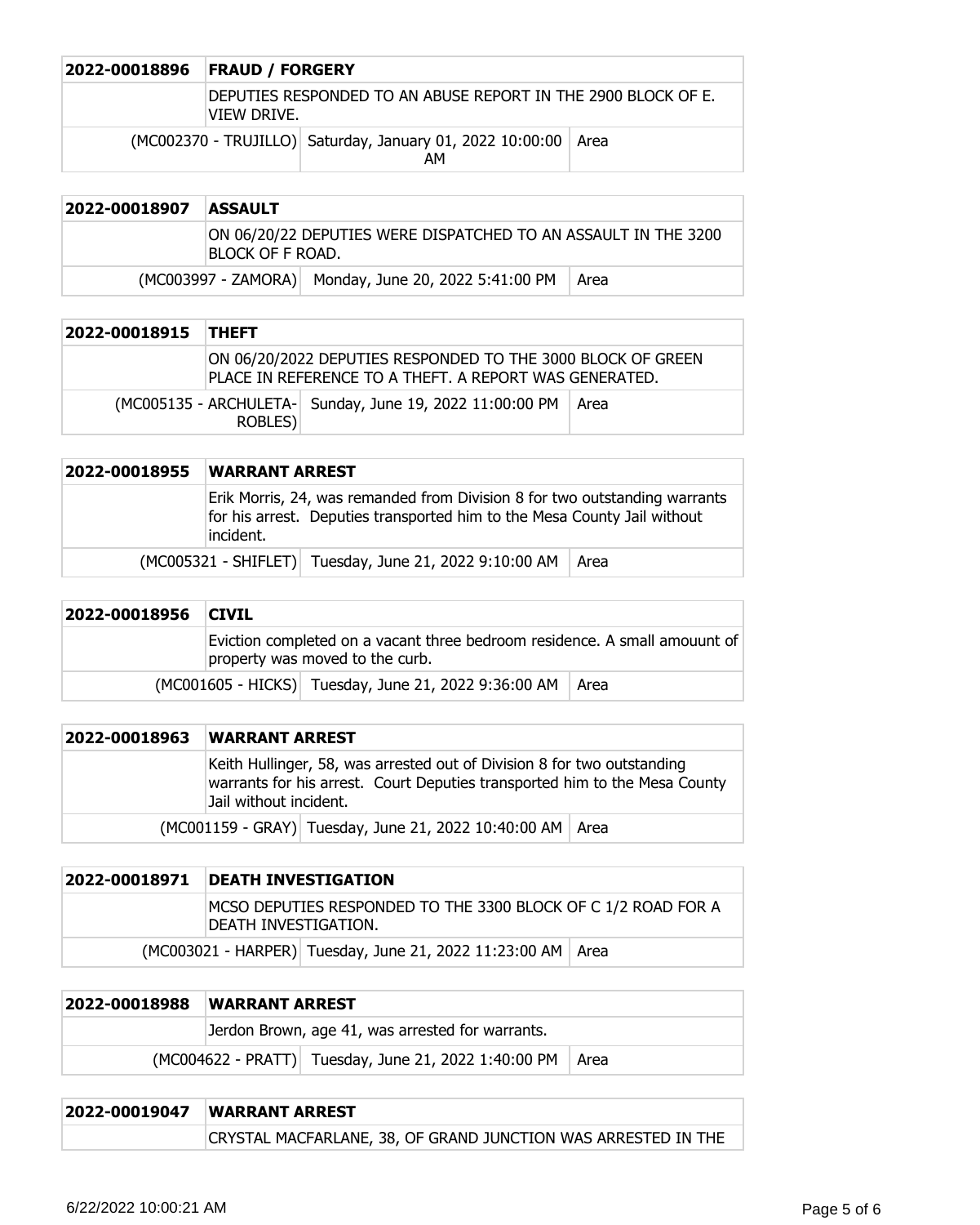| 2022-00018896 | FRAUD / FORGERY | | |
|---|---|---|---|
| | DEPUTIES RESPONDED TO AN ABUSE REPORT IN THE 2900 BLOCK OF E. VIEW DRIVE. | | |
| | (MC002370 - TRUJILLO) | Saturday, January 01, 2022 10:00:00 AM | Area |

| 2022-00018907 | ASSAULT | | |
|---|---|---|---|
| | ON 06/20/22 DEPUTIES WERE DISPATCHED TO AN ASSAULT IN THE 3200 BLOCK OF F ROAD. | | |
| | (MC003997 - ZAMORA) | Monday, June 20, 2022 5:41:00 PM | Area |

| 2022-00018915 | THEFT | | |
|---|---|---|---|
| | ON 06/20/2022 DEPUTIES RESPONDED TO THE 3000 BLOCK OF GREEN PLACE IN REFERENCE TO A THEFT. A REPORT WAS GENERATED. | | |
| | (MC005135 - ARCHULETA-ROBLES) | Sunday, June 19, 2022 11:00:00 PM | Area |

| 2022-00018955 | WARRANT ARREST | | |
|---|---|---|---|
| | Erik Morris, 24, was remanded from Division 8 for two outstanding warrants for his arrest. Deputies transported him to the Mesa County Jail without incident. | | |
| | (MC005321 - SHIFLET) | Tuesday, June 21, 2022 9:10:00 AM | Area |

| 2022-00018956 | CIVIL | | |
|---|---|---|---|
| | Eviction completed on a vacant three bedroom residence. A small amouunt of property was moved to the curb. | | |
| | (MC001605 - HICKS) | Tuesday, June 21, 2022 9:36:00 AM | Area |

| 2022-00018963 | WARRANT ARREST | | |
|---|---|---|---|
| | Keith Hullinger, 58, was arrested out of Division 8 for two outstanding warrants for his arrest. Court Deputies transported him to the Mesa County Jail without incident. | | |
| | (MC001159 - GRAY) | Tuesday, June 21, 2022 10:40:00 AM | Area |

| 2022-00018971 | DEATH INVESTIGATION | | |
|---|---|---|---|
| | MCSO DEPUTIES RESPONDED TO THE 3300 BLOCK OF C 1/2 ROAD FOR A DEATH INVESTIGATION. | | |
| | (MC003021 - HARPER) | Tuesday, June 21, 2022 11:23:00 AM | Area |

| 2022-00018988 | WARRANT ARREST | | |
|---|---|---|---|
| | Jerdon Brown, age 41, was arrested for warrants. | | |
| | (MC004622 - PRATT) | Tuesday, June 21, 2022 1:40:00 PM | Area |

| 2022-00019047 | WARRANT ARREST |
|---|---|
| | CRYSTAL MACFARLANE, 38, OF GRAND JUNCTION WAS ARRESTED IN THE |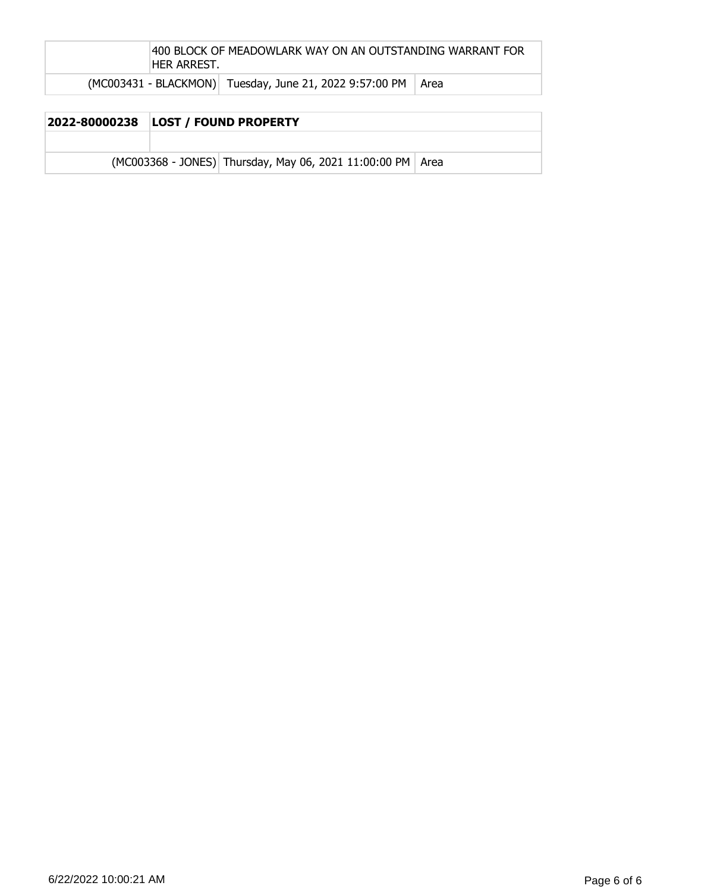| | | | |
|---|---|---|---|
| | 400 BLOCK OF MEADOWLARK WAY ON AN OUTSTANDING WARRANT FOR HER ARREST. | | |
| | (MC003431 - BLACKMON) | Tuesday, June 21, 2022 9:57:00 PM | Area |

| 2022-80000238 | LOST / FOUND PROPERTY | | |
|---|---|---|---|
| | | | |
| | (MC003368 - JONES) | Thursday, May 06, 2021 11:00:00 PM | Area |

6/22/2022 10:00:21 AM